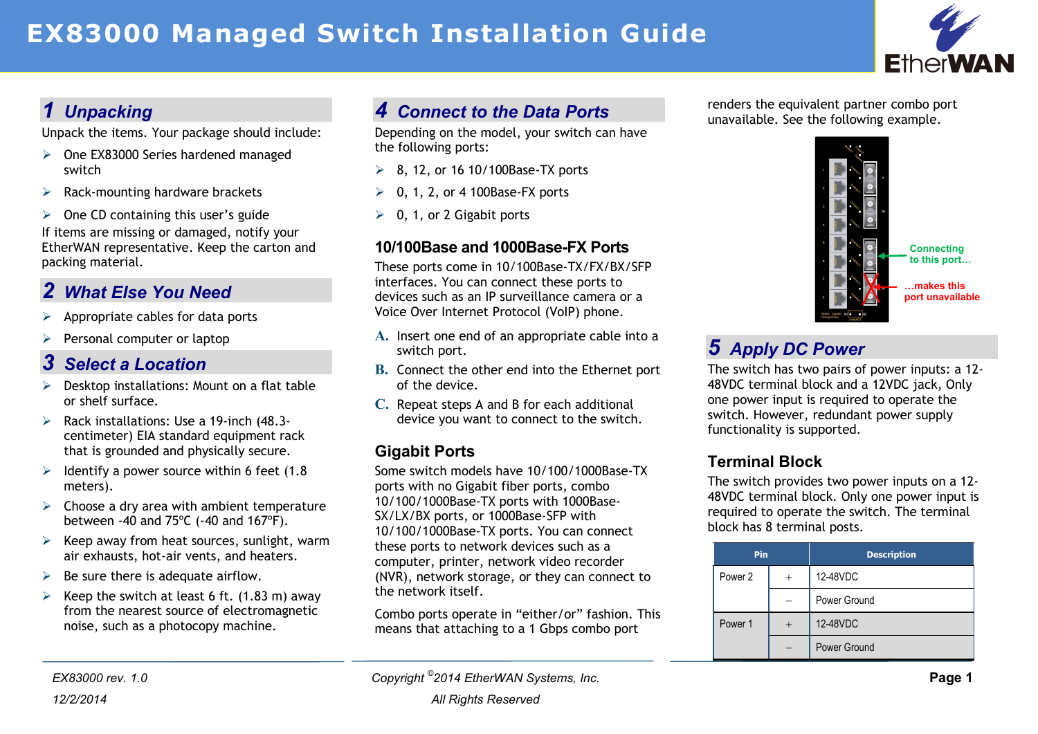# EX83000 Managed Switch Installation Guide

## 1 Unpacking

Unpack the items. Your package should include:

- One EX83000 Series hardened managed switch
- Rack-mounting hardware brackets
- One CD containing this user's guide

If items are missing or damaged, notify your EtherWAN representative. Keep the carton and packing material.

## 2 What Else You Need

- Appropriate cables for data ports
- Personal computer or laptop

## 3 Select a Location

- Desktop installations: Mount on a flat table or shelf surface.
- Rack installations: Use a 19-inch (48.3-centimeter) EIA standard equipment rack that is grounded and physically secure.
- Identify a power source within 6 feet (1.8 meters).
- Choose a dry area with ambient temperature between -40 and 75ºC (-40 and 167ºF).
- Keep away from heat sources, sunlight, warm air exhausts, hot-air vents, and heaters.
- Be sure there is adequate airflow.
- Keep the switch at least 6 ft. (1.83 m) away from the nearest source of electromagnetic noise, such as a photocopy machine.

## 4 Connect to the Data Ports

Depending on the model, your switch can have the following ports:

- 8, 12, or 16 10/100Base-TX ports
- 0, 1, 2, or 4 100Base-FX ports
- 0, 1, or 2 Gigabit ports

### 10/100Base and 1000Base-FX Ports

These ports come in 10/100Base-TX/FX/BX/SFP interfaces. You can connect these ports to devices such as an IP surveillance camera or a Voice Over Internet Protocol (VoIP) phone.

A. Insert one end of an appropriate cable into a switch port.

B. Connect the other end into the Ethernet port of the device.

C. Repeat steps A and B for each additional device you want to connect to the switch.

### Gigabit Ports

Some switch models have 10/100/1000Base-TX ports with no Gigabit fiber ports, combo 10/100/1000Base-TX ports with 1000Base-SX/LX/BX ports, or 1000Base-SFP with 10/100/1000Base-TX ports. You can connect these ports to network devices such as a computer, printer, network video recorder (NVR), network storage, or they can connect to the network itself.

Combo ports operate in "either/or" fashion. This means that attaching to a 1 Gbps combo port renders the equivalent partner combo port unavailable. See the following example.

Connecting to this port…

…makes this port unavailable

## 5 Apply DC Power

The switch has two pairs of power inputs: a 12-48VDC terminal block and a 12VDC jack, Only one power input is required to operate the switch. However, redundant power supply functionality is supported.

### Terminal Block

The switch provides two power inputs on a 12-48VDC terminal block. Only one power input is required to operate the switch. The terminal block has 8 terminal posts.

| Pin | | Description |
|---|---|---|
| Power 2 | + | 12-48VDC |
| | – | Power Ground |
| Power 1 | + | 12-48VDC |
| | – | Power Ground |

EX83000 rev. 1.0

12/2/2014

Copyright ©2014 EtherWAN Systems, Inc.

All Rights Reserved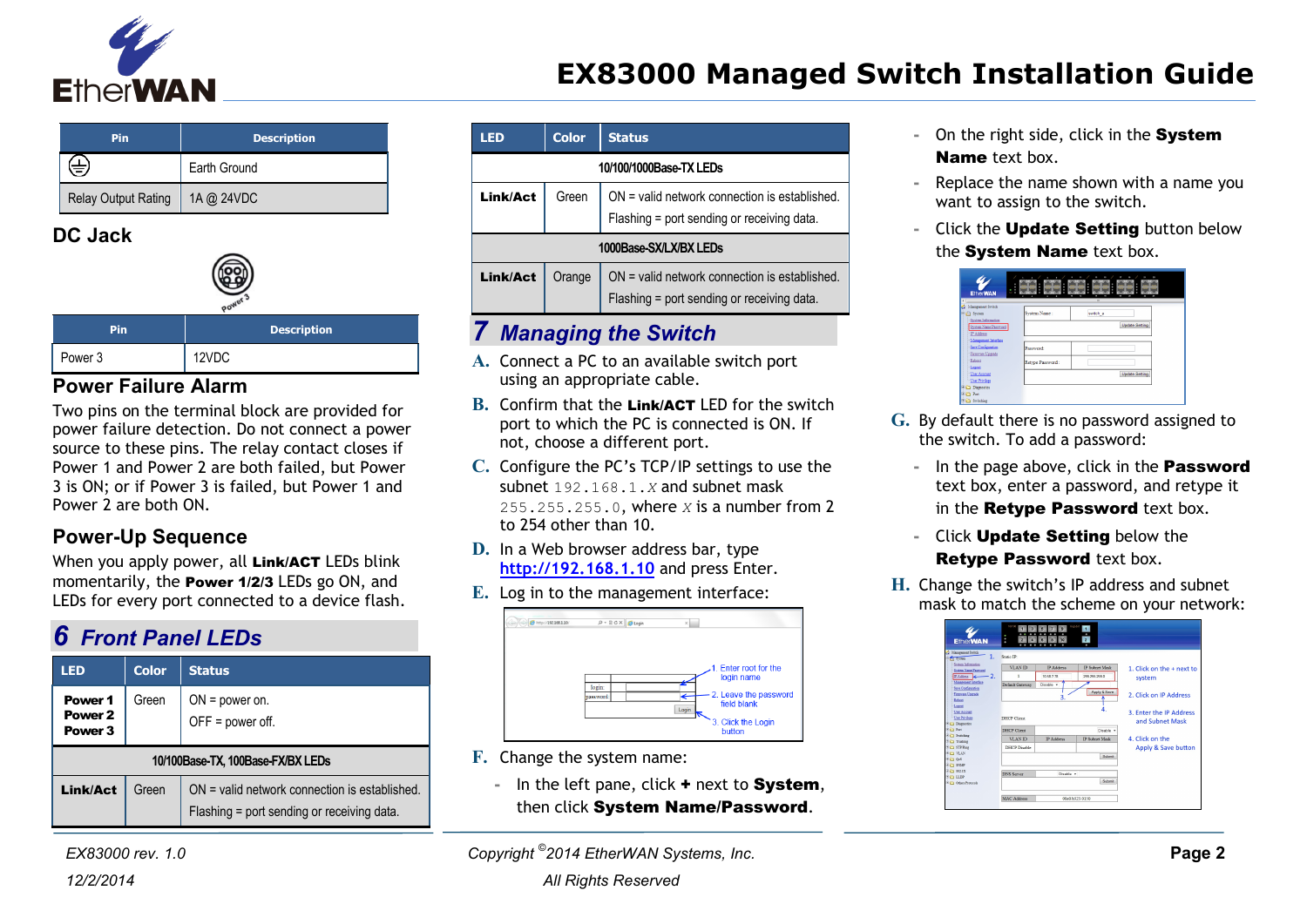| Pin | Description |
|---|---|
| ⏚ | Earth Ground |
| Relay Output Rating | 1A @ 24VDC |

## DC Jack

| Pin | Description |
|---|---|
| Power 3 | 12VDC |

## Power Failure Alarm

Two pins on the terminal block are provided for power failure detection. Do not connect a power source to these pins. The relay contact closes if Power 1 and Power 2 are both failed, but Power 3 is ON; or if Power 3 is failed, but Power 1 and Power 2 are both ON.

## Power-Up Sequence

When you apply power, all **Link/ACT** LEDs blink momentarily, the **Power 1/2/3** LEDs go ON, and LEDs for every port connected to a device flash.

# 6 Front Panel LEDs

| LED | Color | Status |
|---|---|---|
| **Power 1** **Power 2** **Power 3** | Green | ON = power on. OFF = power off. |
| 10/100Base-TX, 100Base-FX/BX LEDs | | |
| **Link/Act** | Green | ON = valid network connection is established. Flashing = port sending or receiving data. |
| 10/100/1000Base-TX LEDs | | |
| **Link/Act** | Green | ON = valid network connection is established. Flashing = port sending or receiving data. |
| 1000Base-SX/LX/BX LEDs | | |
| **Link/Act** | Orange | ON = valid network connection is established. Flashing = port sending or receiving data. |

# 7 Managing the Switch

**A.** Connect a PC to an available switch port using an appropriate cable.

**B.** Confirm that the **Link/ACT** LED for the switch port to which the PC is connected is ON. If not, choose a different port.

**C.** Configure the PC's TCP/IP settings to use the subnet `192.168.1.x` and subnet mask `255.255.255.0`, where *x* is a number from 2 to 254 other than 10.

**D.** In a Web browser address bar, type http://192.168.1.10 and press Enter.

**E.** Log in to the management interface:

1. Enter root for the login name
2. Leave the password field blank
3. Click the Login button

**F.** Change the system name:

- In the left pane, click **+** next to **System**, then click **System Name/Password**.
- On the right side, click in the **System Name** text box.
- Replace the name shown with a name you want to assign to the switch.
- Click the **Update Setting** button below the **System Name** text box.

**G.** By default there is no password assigned to the switch. To add a password:

- In the page above, click in the **Password** text box, enter a password, and retype it in the **Retype Password** text box.
- Click **Update Setting** below the **Retype Password** text box.

**H.** Change the switch's IP address and subnet mask to match the scheme on your network:

1. Click on the + next to system
2. Click on IP Address
3. Enter the IP Address and Subnet Mask
4. Click on the Apply & Save button

EX83000 rev. 1.0
12/2/2014

Copyright ©2014 EtherWAN Systems, Inc.
All Rights Reserved